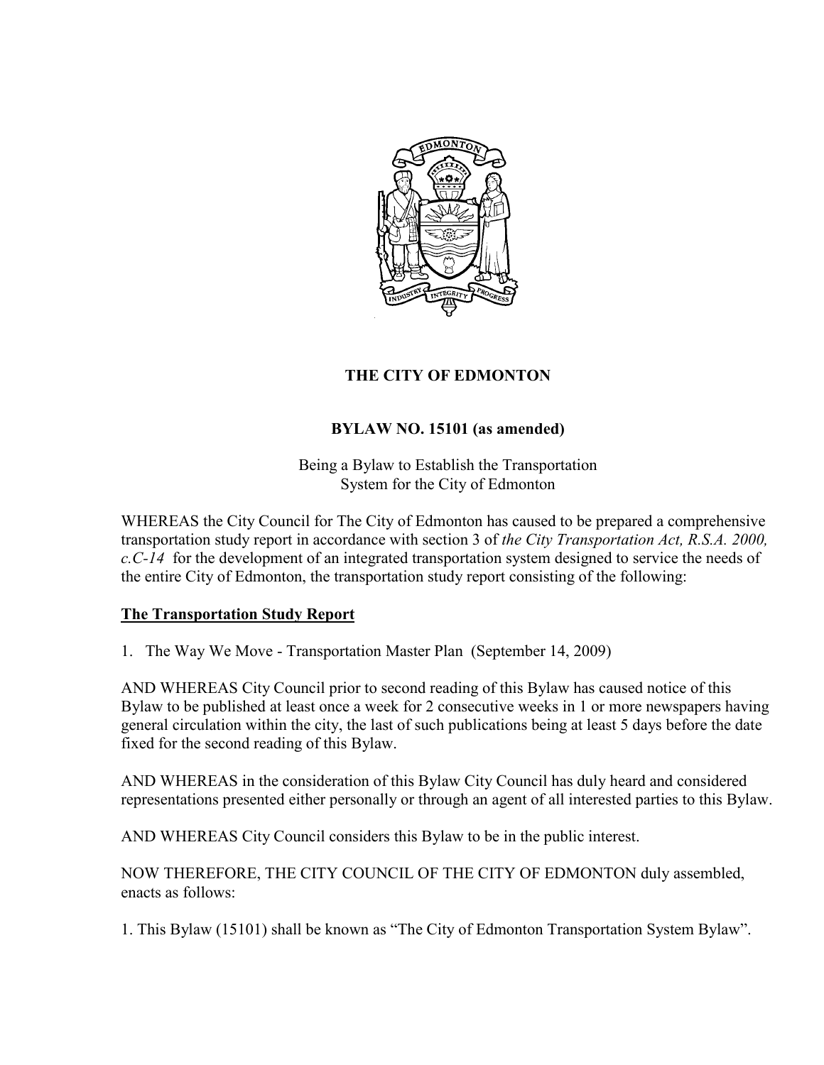# THE CITY OF EDMONTON

## BYLAW NO. 15101 (as amended)

Being a Bylaw to Establish the Transportation System for the City of Edmonton

WHEREAS the City Council for The City of Edmonton has caused to be prepared a comprehensive transportation study report in accordance with section 3 of *the City Transportation Act, R.S.A. 2000, c.C-14* for the development of an integrated transportation system designed to service the needs of the entire City of Edmonton, the transportation study report consisting of the following:

**The Transportation Study Report**

1. The Way We Move - Transportation Master Plan (September 14, 2009)

AND WHEREAS City Council prior to second reading of this Bylaw has caused notice of this Bylaw to be published at least once a week for 2 consecutive weeks in 1 or more newspapers having general circulation within the city, the last of such publications being at least 5 days before the date fixed for the second reading of this Bylaw.

AND WHEREAS in the consideration of this Bylaw City Council has duly heard and considered representations presented either personally or through an agent of all interested parties to this Bylaw.

AND WHEREAS City Council considers this Bylaw to be in the public interest.

NOW THEREFORE, THE CITY COUNCIL OF THE CITY OF EDMONTON duly assembled, enacts as follows:

1. This Bylaw (15101) shall be known as "The City of Edmonton Transportation System Bylaw".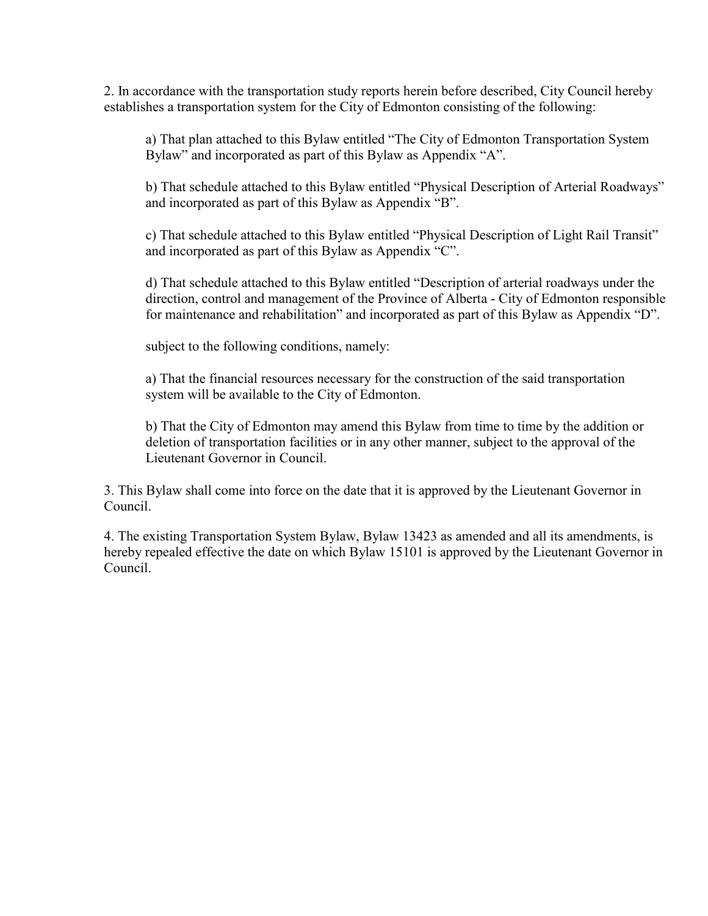2. In accordance with the transportation study reports herein before described, City Council hereby establishes a transportation system for the City of Edmonton consisting of the following:

a) That plan attached to this Bylaw entitled "The City of Edmonton Transportation System Bylaw" and incorporated as part of this Bylaw as Appendix "A".

b) That schedule attached to this Bylaw entitled "Physical Description of Arterial Roadways" and incorporated as part of this Bylaw as Appendix "B".

c) That schedule attached to this Bylaw entitled "Physical Description of Light Rail Transit" and incorporated as part of this Bylaw as Appendix "C".

d) That schedule attached to this Bylaw entitled "Description of arterial roadways under the direction, control and management of the Province of Alberta - City of Edmonton responsible for maintenance and rehabilitation" and incorporated as part of this Bylaw as Appendix "D".

subject to the following conditions, namely:

a) That the financial resources necessary for the construction of the said transportation system will be available to the City of Edmonton.

b) That the City of Edmonton may amend this Bylaw from time to time by the addition or deletion of transportation facilities or in any other manner, subject to the approval of the Lieutenant Governor in Council.

3. This Bylaw shall come into force on the date that it is approved by the Lieutenant Governor in Council.

4. The existing Transportation System Bylaw, Bylaw 13423 as amended and all its amendments, is hereby repealed effective the date on which Bylaw 15101 is approved by the Lieutenant Governor in Council.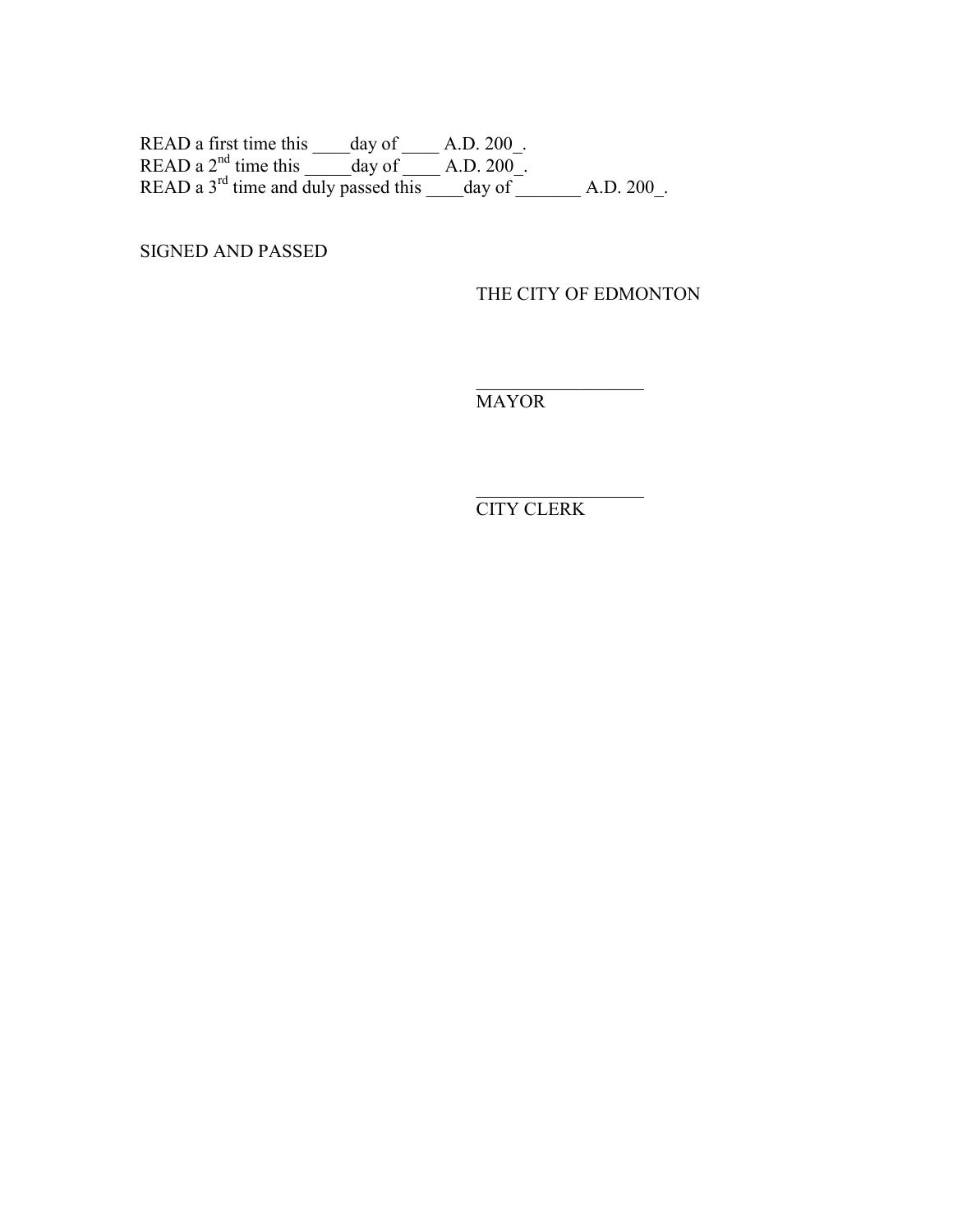READ a first time this ____day of ____ A.D. 200_.
READ a 2nd time this _____day of ____ A.D. 200_.
READ a 3rd time and duly passed this ____day of _______ A.D. 200_.

SIGNED AND PASSED

THE CITY OF EDMONTON

___________________
MAYOR

___________________
CITY CLERK